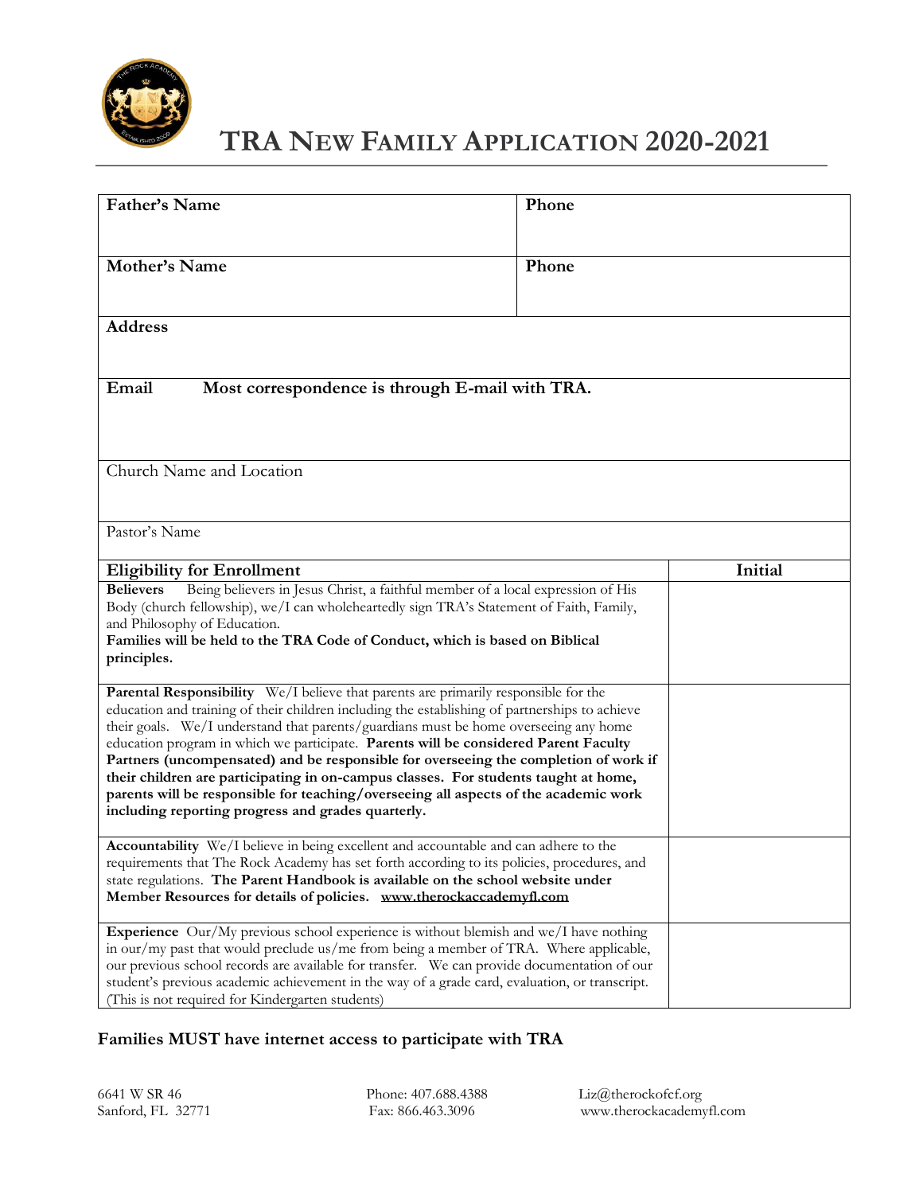# TRA New Family Application 2020-2021

| **Father's Name** | **Phone** |
|---|---|
| **Mother's Name** | **Phone** |
| **Address** | |
| **Email** **Most correspondence is through E-mail with TRA.** | |
| Church Name and Location | |
| Pastor's Name | |

| **Eligibility for Enrollment** | **Initial** |
|---|---|
| **Believers** Being believers in Jesus Christ, a faithful member of a local expression of His Body (church fellowship), we/I can wholeheartedly sign TRA's Statement of Faith, Family, and Philosophy of Education. **Families will be held to the TRA Code of Conduct, which is based on Biblical principles.** | |
| **Parental Responsibility** We/I believe that parents are primarily responsible for the education and training of their children including the establishing of partnerships to achieve their goals. We/I understand that parents/guardians must be home overseeing any home education program in which we participate. **Parents will be considered Parent Faculty Partners (uncompensated) and be responsible for overseeing the completion of work if their children are participating in on-campus classes. For students taught at home, parents will be responsible for teaching/overseeing all aspects of the academic work including reporting progress and grades quarterly.** | |
| **Accountability** We/I believe in being excellent and accountable and can adhere to the requirements that The Rock Academy has set forth according to its policies, procedures, and state regulations. **The Parent Handbook is available on the school website under Member Resources for details of policies. www.therockaccademyfl.com** | |
| **Experience** Our/My previous school experience is without blemish and we/I have nothing in our/my past that would preclude us/me from being a member of TRA. Where applicable, our previous school records are available for transfer. We can provide documentation of our student's previous academic achievement in the way of a grade card, evaluation, or transcript. (This is not required for Kindergarten students) | |

**Families MUST have internet access to participate with TRA**

6641 W SR 46
Sanford, FL 32771

Phone: 407.688.4388
Fax: 866.463.3096

Liz@therockofcf.org
www.therockacademyfl.com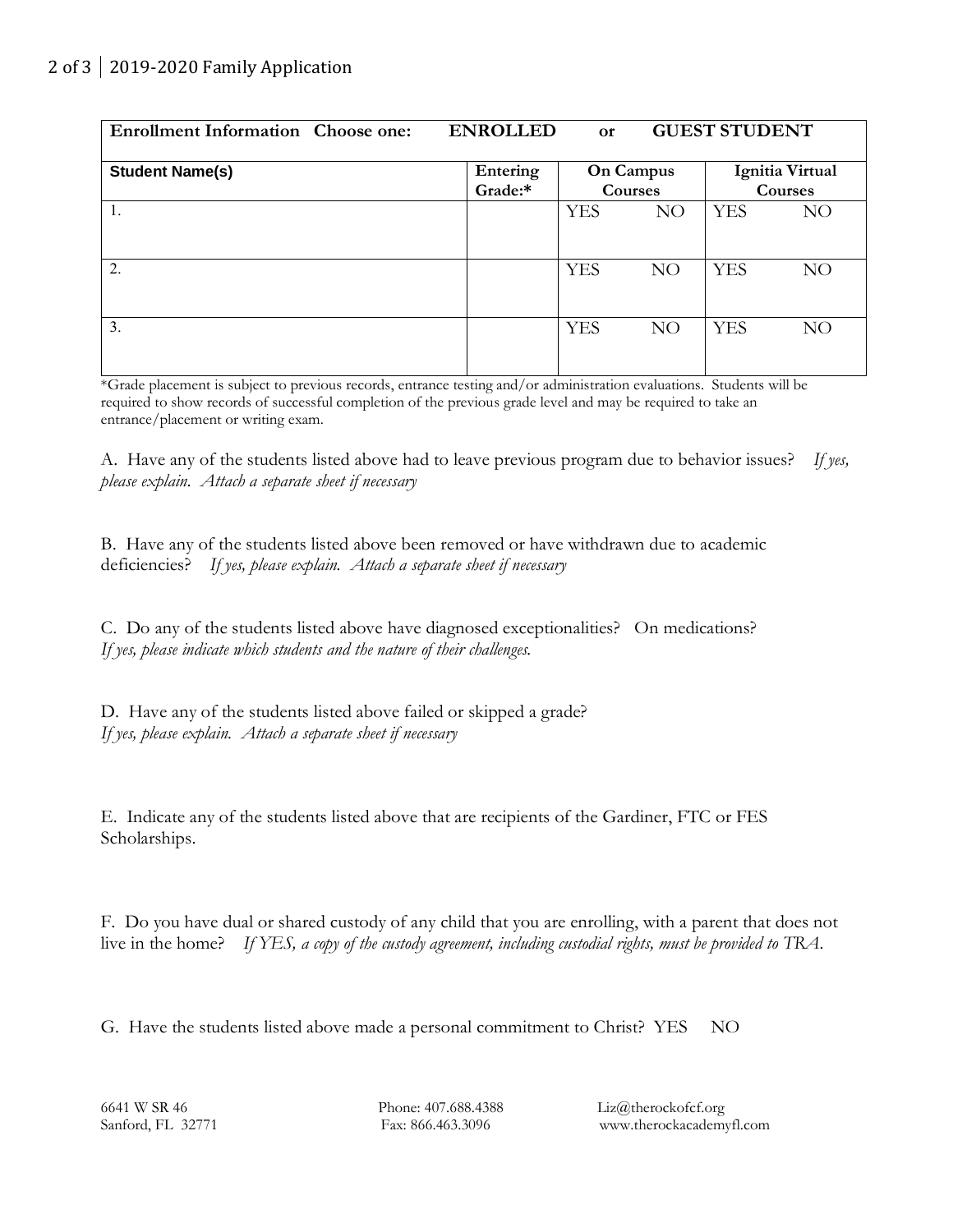| **Enrollment Information Choose one: ENROLLED or GUEST STUDENT** | | | |
|---|---|---|---|
| **Student Name(s)** | **Entering Grade:*** | **On Campus Courses** | **Ignitia Virtual Courses** |
| 1. | | YES NO | YES NO |
| 2. | | YES NO | YES NO |
| 3. | | YES NO | YES NO |

*Grade placement is subject to previous records, entrance testing and/or administration evaluations. Students will be required to show records of successful completion of the previous grade level and may be required to take an entrance/placement or writing exam.

A. Have any of the students listed above had to leave previous program due to behavior issues? *If yes, please explain. Attach a separate sheet if necessary*

B. Have any of the students listed above been removed or have withdrawn due to academic deficiencies? *If yes, please explain. Attach a separate sheet if necessary*

C. Do any of the students listed above have diagnosed exceptionalities? On medications? *If yes, please indicate which students and the nature of their challenges.*

D. Have any of the students listed above failed or skipped a grade? *If yes, please explain. Attach a separate sheet if necessary*

E. Indicate any of the students listed above that are recipients of the Gardiner, FTC or FES Scholarships.

F. Do you have dual or shared custody of any child that you are enrolling, with a parent that does not live in the home? *If YES, a copy of the custody agreement, including custodial rights, must be provided to TRA.*

G. Have the students listed above made a personal commitment to Christ? YES NO

6641 W SR 46
Sanford, FL 32771

Phone: 407.688.4388
Fax: 866.463.3096

Liz@therockofcf.org
www.therockacademyfl.com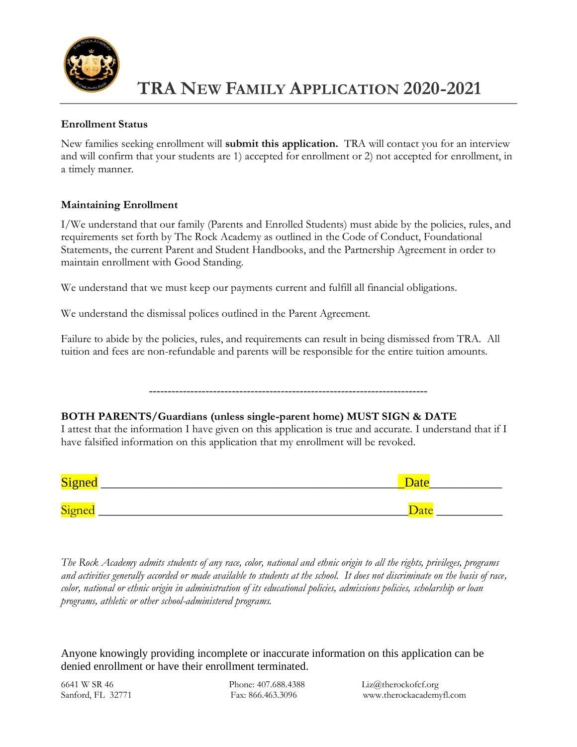# TRA New Family Application 2020-2021

**Enrollment Status**

New families seeking enrollment will **submit this application.** TRA will contact you for an interview and will confirm that your students are 1) accepted for enrollment or 2) not accepted for enrollment, in a timely manner.

**Maintaining Enrollment**

I/We understand that our family (Parents and Enrolled Students) must abide by the policies, rules, and requirements set forth by The Rock Academy as outlined in the Code of Conduct, Foundational Statements, the current Parent and Student Handbooks, and the Partnership Agreement in order to maintain enrollment with Good Standing.

We understand that we must keep our payments current and fulfill all financial obligations.

We understand the dismissal polices outlined in the Parent Agreement.

Failure to abide by the policies, rules, and requirements can result in being dismissed from TRA. All tuition and fees are non-refundable and parents will be responsible for the entire tuition amounts.

---

**BOTH PARENTS/Guardians (unless single-parent home) MUST SIGN & DATE**

I attest that the information I have given on this application is true and accurate. I understand that if I have falsified information on this application that my enrollment will be revoked.

Signed ______________________________________________ Date ___________

Signed ______________________________________________ Date ___________

*The Rock Academy admits students of any race, color, national and ethnic origin to all the rights, privileges, programs and activities generally accorded or made available to students at the school. It does not discriminate on the basis of race, color, national or ethnic origin in administration of its educational policies, admissions policies, scholarship or loan programs, athletic or other school-administered programs.*

Anyone knowingly providing incomplete or inaccurate information on this application can be denied enrollment or have their enrollment terminated.

6641 W SR 46
Sanford, FL 32771

Phone: 407.688.4388
Fax: 866.463.3096

Liz@therockofcf.org
www.therockacademyfl.com